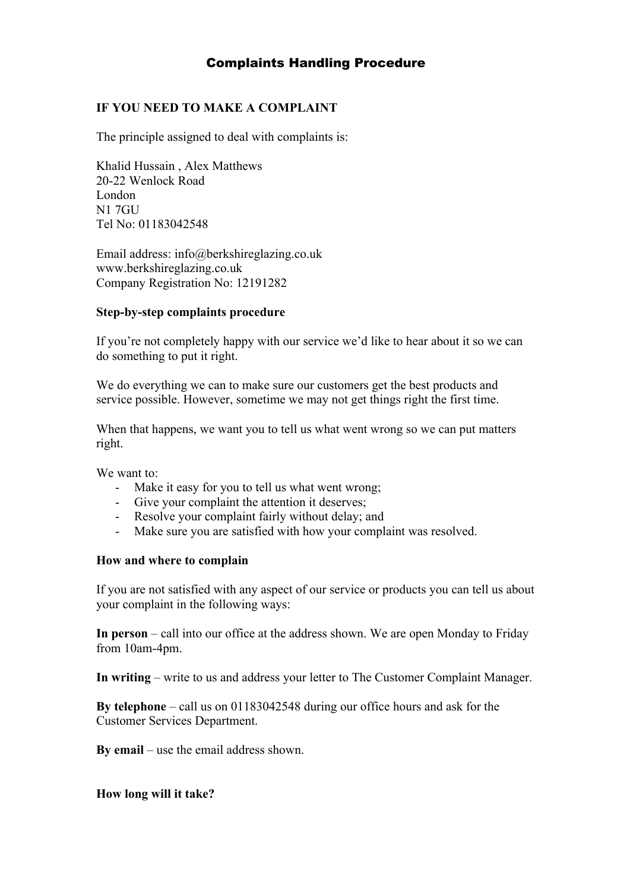# Complaints Handling Procedure

**IF YOU NEED TO MAKE A COMPLAINT**

The principle assigned to deal with complaints is:

Khalid Hussain , Alex Matthews
20-22 Wenlock Road
London
N1 7GU
Tel No: 01183042548

Email address: info@berkshireglazing.co.uk
www.berkshireglazing.co.uk
Company Registration No: 12191282

**Step-by-step complaints procedure**

If you're not completely happy with our service we'd like to hear about it so we can do something to put it right.

We do everything we can to make sure our customers get the best products and service possible. However, sometime we may not get things right the first time.

When that happens, we want you to tell us what went wrong so we can put matters right.

We want to:

- Make it easy for you to tell us what went wrong;
- Give your complaint the attention it deserves;
- Resolve your complaint fairly without delay; and
- Make sure you are satisfied with how your complaint was resolved.

**How and where to complain**

If you are not satisfied with any aspect of our service or products you can tell us about your complaint in the following ways:

**In person** – call into our office at the address shown. We are open Monday to Friday from 10am-4pm.

**In writing** – write to us and address your letter to The Customer Complaint Manager.

**By telephone** – call us on 01183042548 during our office hours and ask for the Customer Services Department.

**By email** – use the email address shown.

**How long will it take?**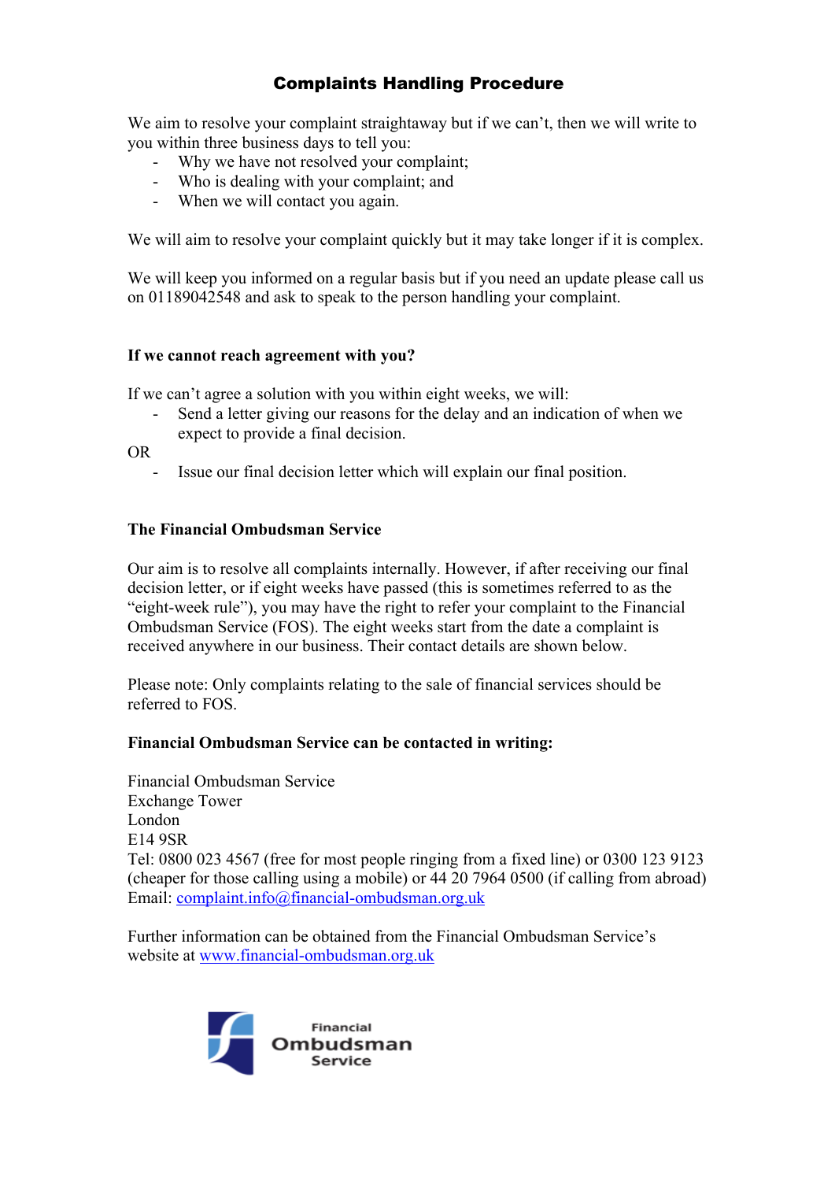# Complaints Handling Procedure

We aim to resolve your complaint straightaway but if we can't, then we will write to you within three business days to tell you:

- Why we have not resolved your complaint;
- Who is dealing with your complaint; and
- When we will contact you again.

We will aim to resolve your complaint quickly but it may take longer if it is complex.

We will keep you informed on a regular basis but if you need an update please call us on 01189042548 and ask to speak to the person handling your complaint.

### If we cannot reach agreement with you?

If we can't agree a solution with you within eight weeks, we will:

- Send a letter giving our reasons for the delay and an indication of when we expect to provide a final decision.

OR

- Issue our final decision letter which will explain our final position.

### The Financial Ombudsman Service

Our aim is to resolve all complaints internally. However, if after receiving our final decision letter, or if eight weeks have passed (this is sometimes referred to as the "eight-week rule"), you may have the right to refer your complaint to the Financial Ombudsman Service (FOS). The eight weeks start from the date a complaint is received anywhere in our business. Their contact details are shown below.

Please note: Only complaints relating to the sale of financial services should be referred to FOS.

### Financial Ombudsman Service can be contacted in writing:

Financial Ombudsman Service
Exchange Tower
London
E14 9SR
Tel: 0800 023 4567 (free for most people ringing from a fixed line) or 0300 123 9123 (cheaper for those calling using a mobile) or 44 20 7964 0500 (if calling from abroad)
Email: complaint.info@financial-ombudsman.org.uk

Further information can be obtained from the Financial Ombudsman Service's website at www.financial-ombudsman.org.uk

Financial Ombudsman Service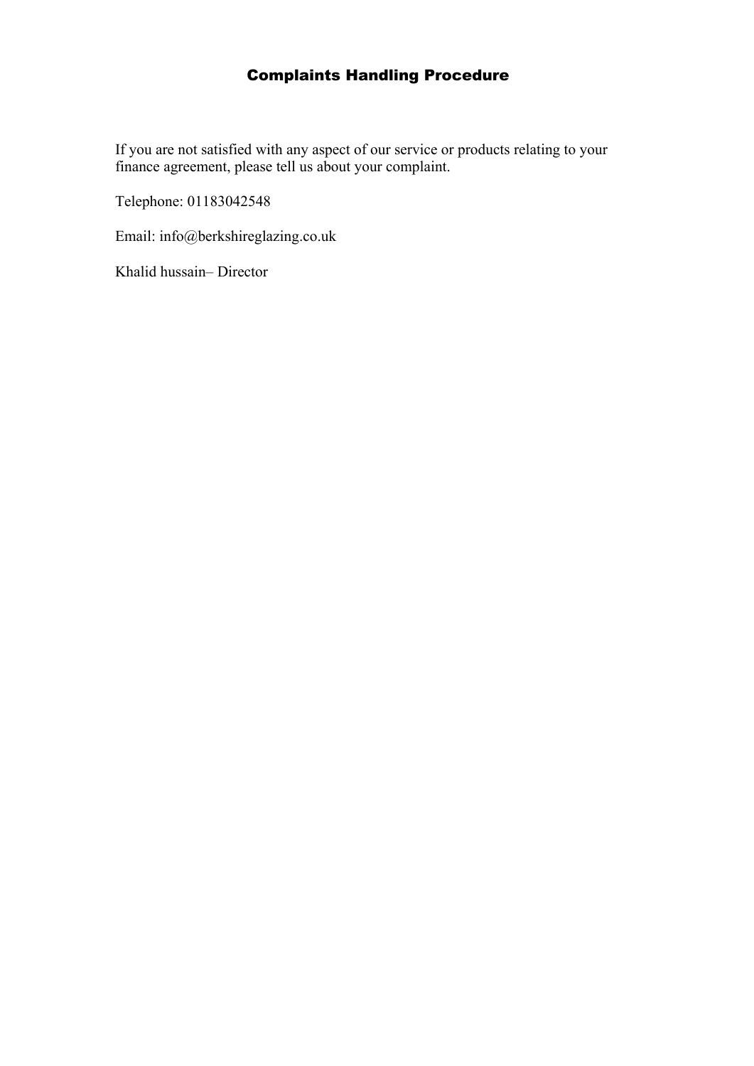# Complaints Handling Procedure

If you are not satisfied with any aspect of our service or products relating to your finance agreement, please tell us about your complaint.

Telephone: 01183042548

Email: info@berkshireglazing.co.uk

Khalid hussain– Director